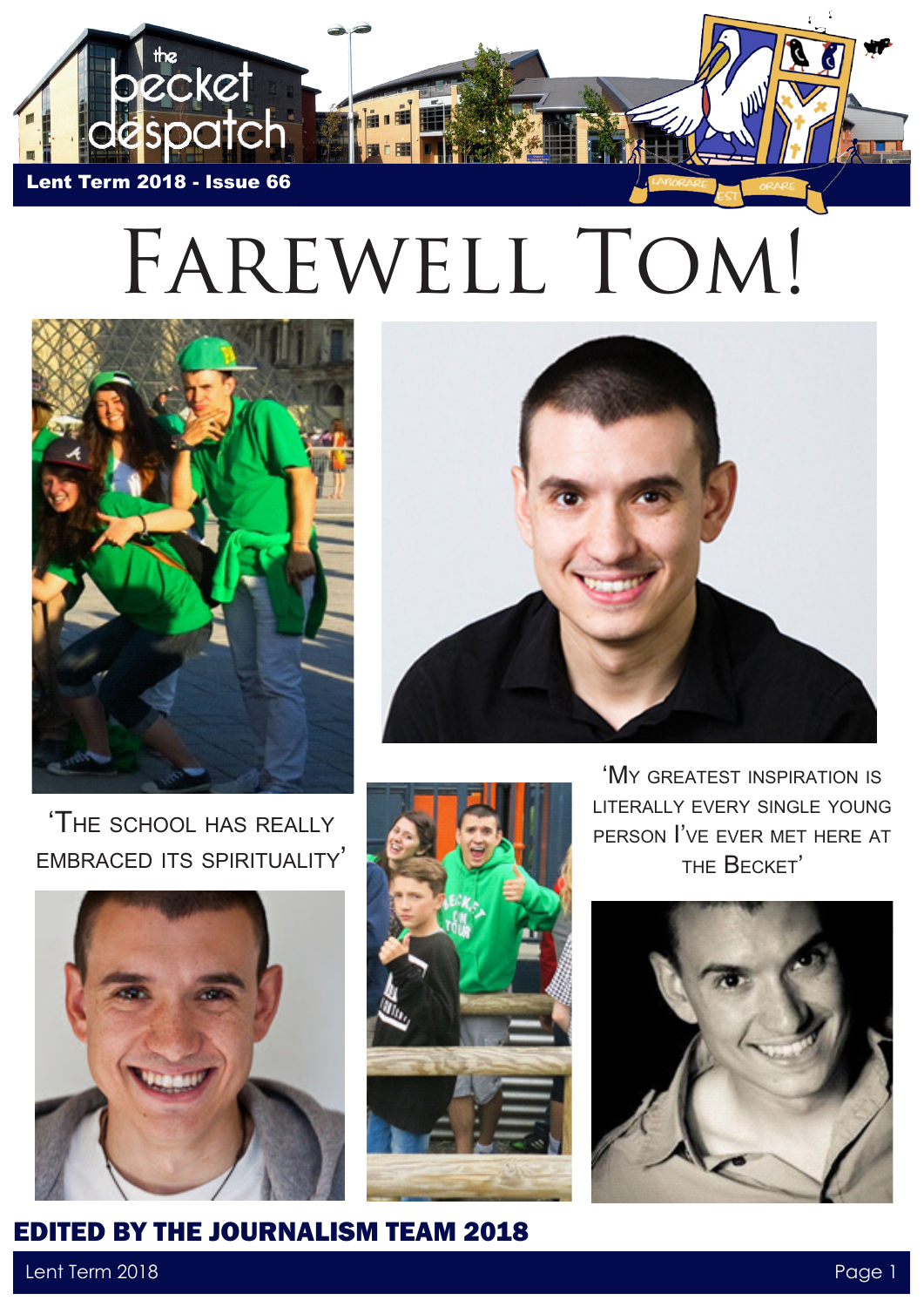the becket despatch

Lent Term 2018 - Issue 66

# Farewell Tom!

'The school has really embraced its spirituality'

'My greatest inspiration is literally every single young person I've ever met here at the Becket'

**EDITED BY THE JOURNALISM TEAM 2018**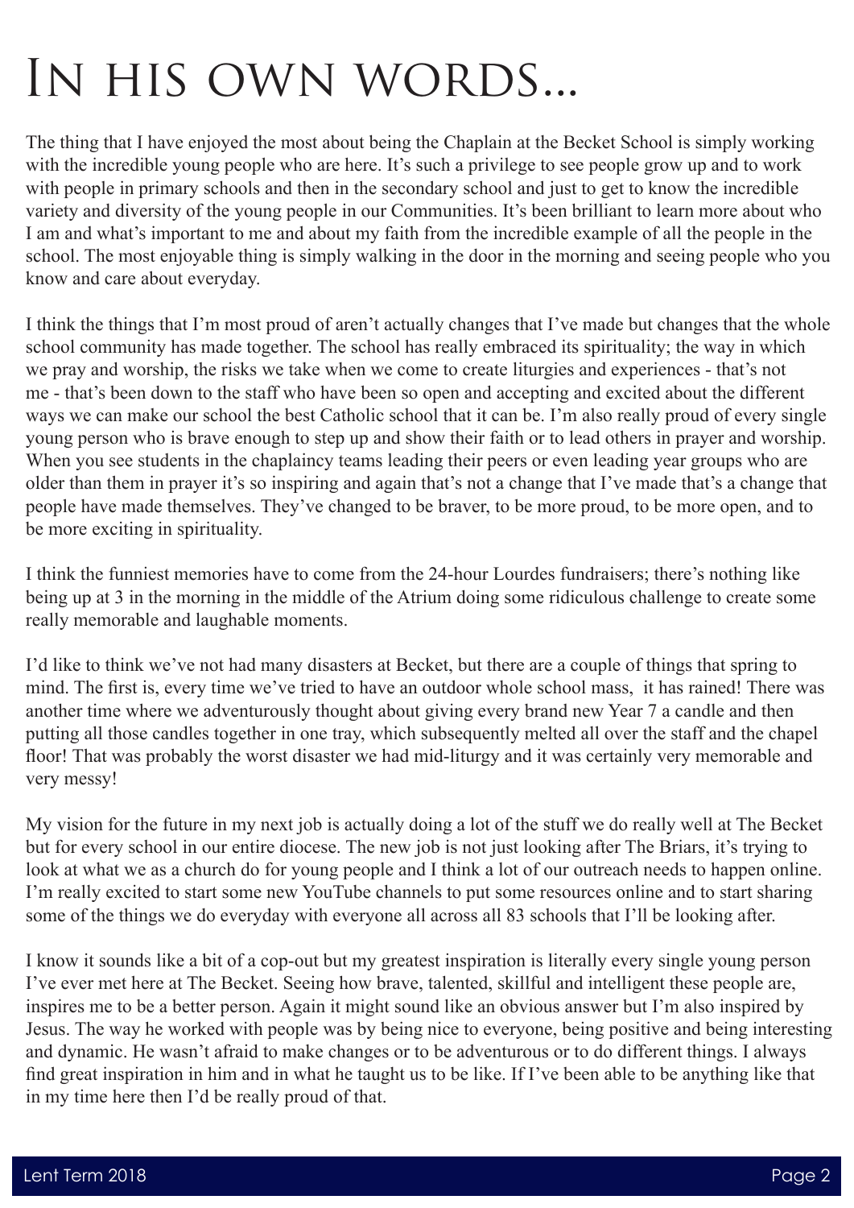# In his own words...

The thing that I have enjoyed the most about being the Chaplain at the Becket School is simply working with the incredible young people who are here. It's such a privilege to see people grow up and to work with people in primary schools and then in the secondary school and just to get to know the incredible variety and diversity of the young people in our Communities. It's been brilliant to learn more about who I am and what's important to me and about my faith from the incredible example of all the people in the school. The most enjoyable thing is simply walking in the door in the morning and seeing people who you know and care about everyday.

I think the things that I'm most proud of aren't actually changes that I've made but changes that the whole school community has made together. The school has really embraced its spirituality; the way in which we pray and worship, the risks we take when we come to create liturgies and experiences - that's not me - that's been down to the staff who have been so open and accepting and excited about the different ways we can make our school the best Catholic school that it can be. I'm also really proud of every single young person who is brave enough to step up and show their faith or to lead others in prayer and worship. When you see students in the chaplaincy teams leading their peers or even leading year groups who are older than them in prayer it's so inspiring and again that's not a change that I've made that's a change that people have made themselves. They've changed to be braver, to be more proud, to be more open, and to be more exciting in spirituality.

I think the funniest memories have to come from the 24-hour Lourdes fundraisers; there's nothing like being up at 3 in the morning in the middle of the Atrium doing some ridiculous challenge to create some really memorable and laughable moments.

I'd like to think we've not had many disasters at Becket, but there are a couple of things that spring to mind. The first is, every time we've tried to have an outdoor whole school mass, it has rained! There was another time where we adventurously thought about giving every brand new Year 7 a candle and then putting all those candles together in one tray, which subsequently melted all over the staff and the chapel floor! That was probably the worst disaster we had mid-liturgy and it was certainly very memorable and very messy!

My vision for the future in my next job is actually doing a lot of the stuff we do really well at The Becket but for every school in our entire diocese. The new job is not just looking after The Briars, it's trying to look at what we as a church do for young people and I think a lot of our outreach needs to happen online. I'm really excited to start some new YouTube channels to put some resources online and to start sharing some of the things we do everyday with everyone all across all 83 schools that I'll be looking after.

I know it sounds like a bit of a cop-out but my greatest inspiration is literally every single young person I've ever met here at The Becket. Seeing how brave, talented, skillful and intelligent these people are, inspires me to be a better person. Again it might sound like an obvious answer but I'm also inspired by Jesus. The way he worked with people was by being nice to everyone, being positive and being interesting and dynamic. He wasn't afraid to make changes or to be adventurous or to do different things. I always find great inspiration in him and in what he taught us to be like. If I've been able to be anything like that in my time here then I'd be really proud of that.